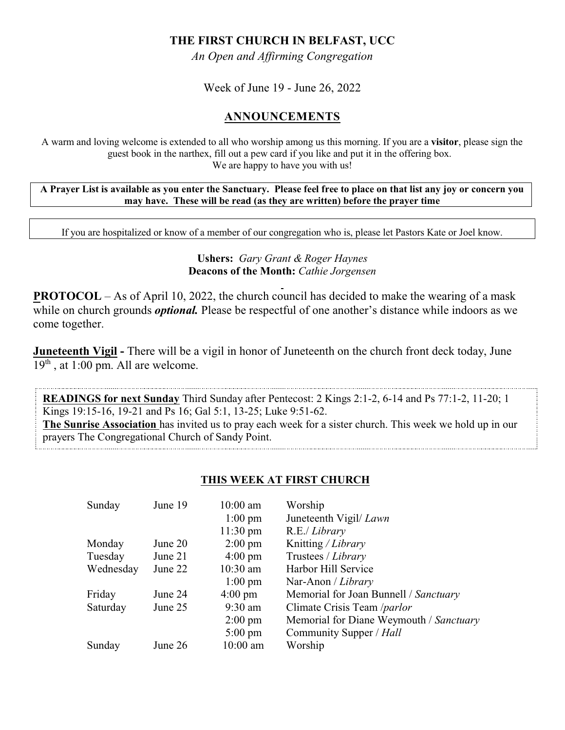**THE FIRST CHURCH IN BELFAST, UCC**

*An Open and Affirming Congregation*

Week of June 19 - June 26, 2022

## ANNOUNCEMENTS

A warm and loving welcome is extended to all who worship among us this morning. If you are a **visitor**, please sign the guest book in the narthex, fill out a pew card if you like and put it in the offering box.
We are happy to have you with us!

**A Prayer List is available as you enter the Sanctuary. Please feel free to place on that list any joy or concern you may have. These will be read (as they are written) before the prayer time**

If you are hospitalized or know of a member of our congregation who is, please let Pastors Kate or Joel know.

**Ushers:** *Gary Grant & Roger Haynes*
**Deacons of the Month:** *Cathie Jorgensen*

**PROTOCOL** – As of April 10, 2022, the church council has decided to make the wearing of a mask while on church grounds ***optional.*** Please be respectful of one another's distance while indoors as we come together.

**Juneteenth Vigil -** There will be a vigil in honor of Juneteenth on the church front deck today, June 19th , at 1:00 pm. All are welcome.

**READINGS for next Sunday** Third Sunday after Pentecost: 2 Kings 2:1-2, 6-14 and Ps 77:1-2, 11-20; 1 Kings 19:15-16, 19-21 and Ps 16; Gal 5:1, 13-25; Luke 9:51-62.
**The Sunrise Association** has invited us to pray each week for a sister church. This week we hold up in our prayers The Congregational Church of Sandy Point.

## THIS WEEK AT FIRST CHURCH

| | | | |
|---|---|---|---|
| Sunday | June 19 | 10:00 am | Worship |
| | | 1:00 pm | Juneteenth Vigil/ *Lawn* |
| | | 11:30 pm | R.E./ *Library* |
| Monday | June 20 | 2:00 pm | Knitting */ Library* |
| Tuesday | June 21 | 4:00 pm | Trustees / *Library* |
| Wednesday | June 22 | 10:30 am | Harbor Hill Service |
| | | 1:00 pm | Nar-Anon / *Library* |
| Friday | June 24 | 4:00 pm | Memorial for Joan Bunnell / *Sanctuary* |
| Saturday | June 25 | 9:30 am | Climate Crisis Team /*parlor* |
| | | 2:00 pm | Memorial for Diane Weymouth / *Sanctuary* |
| | | 5:00 pm | Community Supper / *Hall* |
| Sunday | June 26 | 10:00 am | Worship |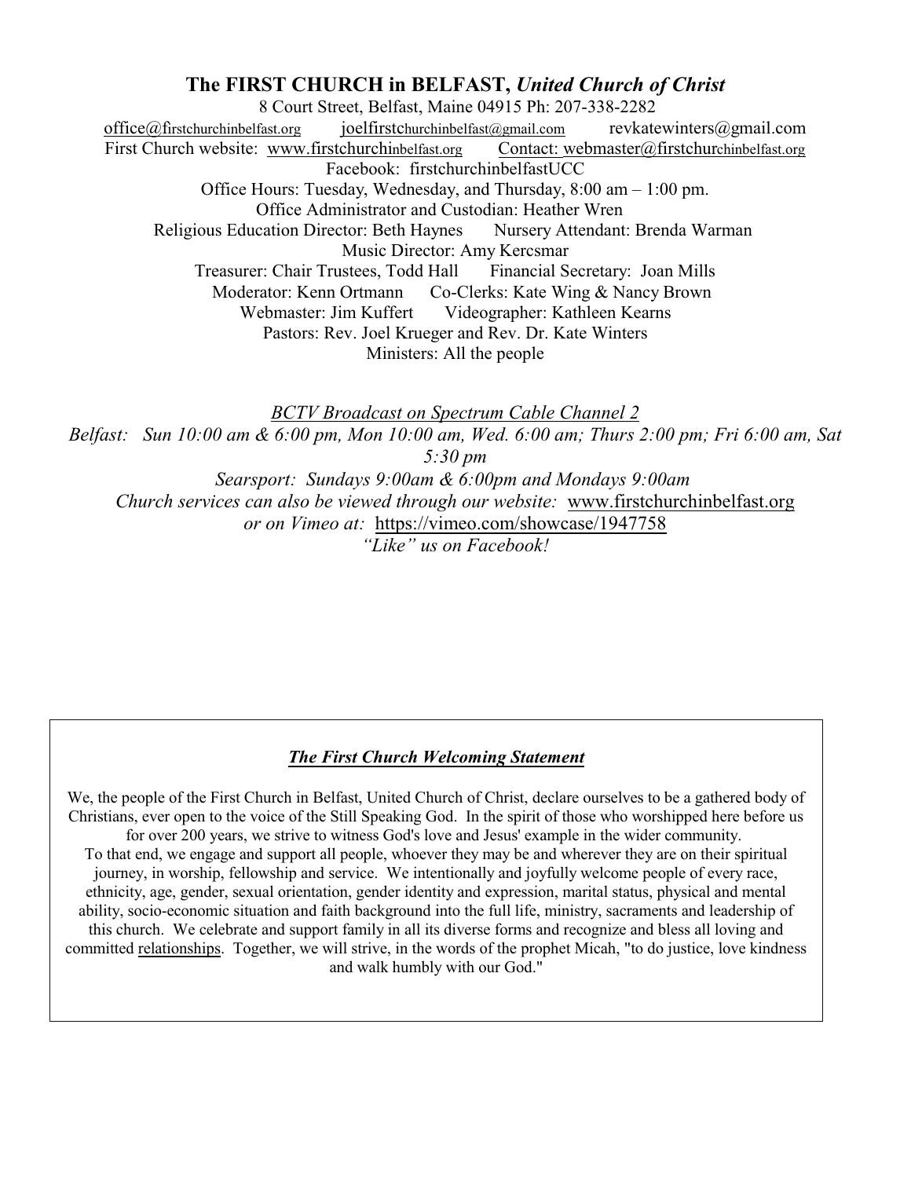## The FIRST CHURCH in BELFAST, *United Church of Christ*

8 Court Street, Belfast, Maine 04915 Ph: 207-338-2282

office@firstchurchinbelfast.org joelfirstchurchinbelfast@gmail.com revkatewinters@gmail.com

First Church website: www.firstchurchinbelfast.org Contact: webmaster@firstchurchinbelfast.org

Facebook: firstchurchinbelfastUCC

Office Hours: Tuesday, Wednesday, and Thursday, 8:00 am – 1:00 pm.

Office Administrator and Custodian: Heather Wren

Religious Education Director: Beth Haynes Nursery Attendant: Brenda Warman

Music Director: Amy Kercsmar

Treasurer: Chair Trustees, Todd Hall Financial Secretary: Joan Mills

Moderator: Kenn Ortmann Co-Clerks: Kate Wing & Nancy Brown

Webmaster: Jim Kuffert Videographer: Kathleen Kearns

Pastors: Rev. Joel Krueger and Rev. Dr. Kate Winters

Ministers: All the people

*BCTV Broadcast on Spectrum Cable Channel 2*

*Belfast: Sun 10:00 am & 6:00 pm, Mon 10:00 am, Wed. 6:00 am; Thurs 2:00 pm; Fri 6:00 am, Sat 5:30 pm*

*Searsport: Sundays 9:00am & 6:00pm and Mondays 9:00am*

*Church services can also be viewed through our website:* www.firstchurchinbelfast.org

*or on Vimeo at:* https://vimeo.com/showcase/1947758

*"Like" us on Facebook!*

### ***The First Church Welcoming Statement***

We, the people of the First Church in Belfast, United Church of Christ, declare ourselves to be a gathered body of Christians, ever open to the voice of the Still Speaking God. In the spirit of those who worshipped here before us for over 200 years, we strive to witness God's love and Jesus' example in the wider community. To that end, we engage and support all people, whoever they may be and wherever they are on their spiritual journey, in worship, fellowship and service. We intentionally and joyfully welcome people of every race, ethnicity, age, gender, sexual orientation, gender identity and expression, marital status, physical and mental ability, socio-economic situation and faith background into the full life, ministry, sacraments and leadership of this church. We celebrate and support family in all its diverse forms and recognize and bless all loving and committed relationships. Together, we will strive, in the words of the prophet Micah, "to do justice, love kindness and walk humbly with our God."